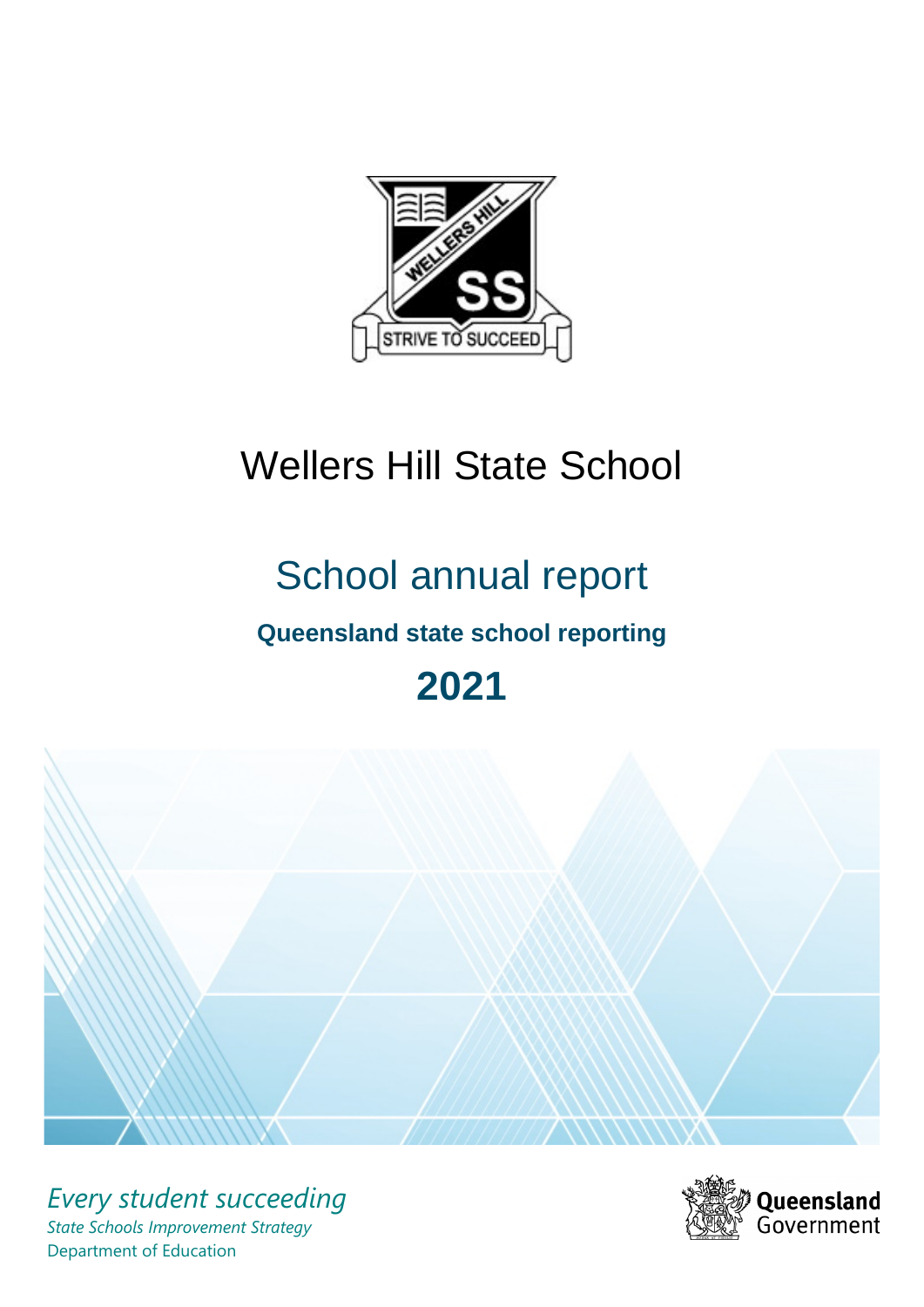# Wellers Hill State School

## School annual report

**Queensland state school reporting**

**2021**

*Every student succeeding*

*State Schools Improvement Strategy*

Department of Education

Queensland Government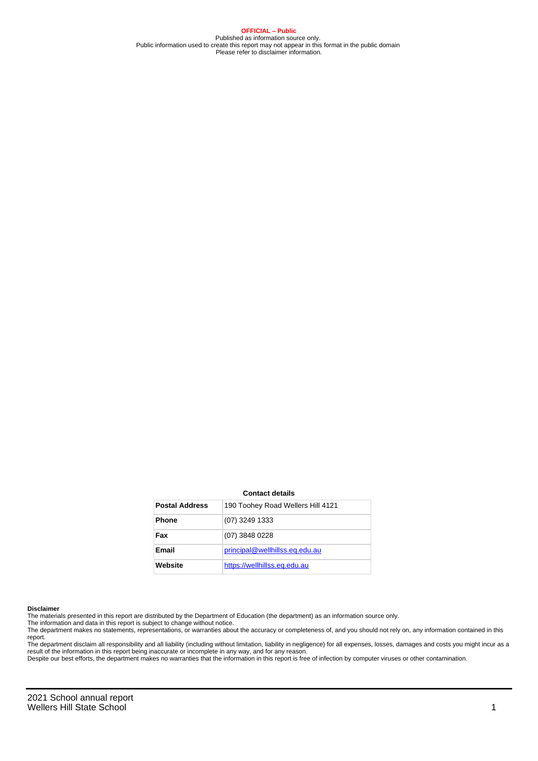**OFFICIAL – Public**
Published as information source only.
Public information used to create this report may not appear in this format in the public domain
Please refer to disclaimer information.

**Contact details**

| **Postal Address** | 190 Toohey Road Wellers Hill 4121 |
| --- | --- |
| **Phone** | (07) 3249 1333 |
| **Fax** | (07) 3848 0228 |
| **Email** | principal@wellhillss.eq.edu.au |
| **Website** | https://wellhillss.eq.edu.au |

**Disclaimer**

The materials presented in this report are distributed by the Department of Education (the department) as an information source only.

The information and data in this report is subject to change without notice.

The department makes no statements, representations, or warranties about the accuracy or completeness of, and you should not rely on, any information contained in this report.

The department disclaim all responsibility and all liability (including without limitation, liability in negligence) for all expenses, losses, damages and costs you might incur as a result of the information in this report being inaccurate or incomplete in any way, and for any reason.

Despite our best efforts, the department makes no warranties that the information in this report is free of infection by computer viruses or other contamination.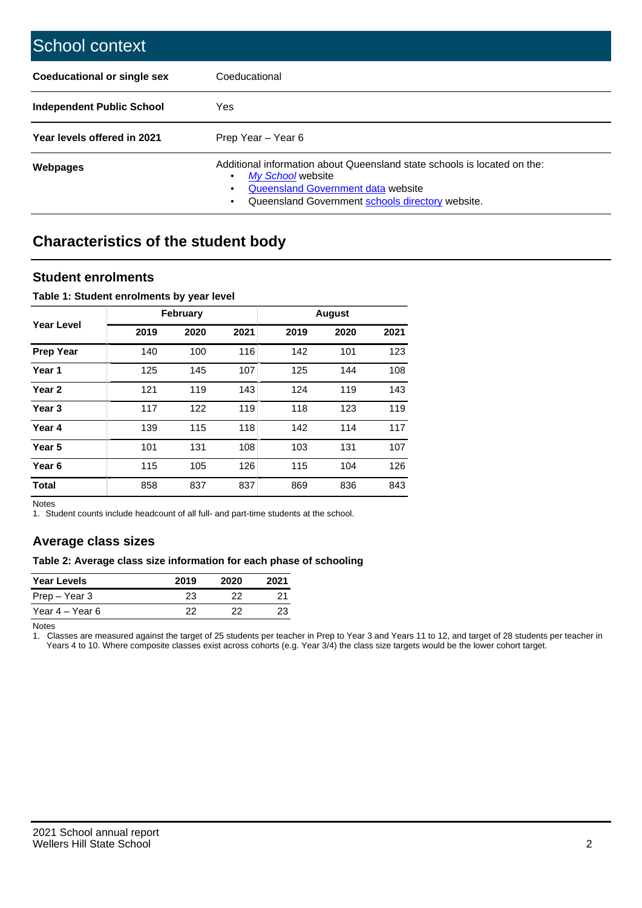# School context

| | |
|---|---|
| **Coeducational or single sex** | Coeducational |
| **Independent Public School** | Yes |
| **Year levels offered in 2021** | Prep Year – Year 6 |
| **Webpages** | Additional information about Queensland state schools is located on the: • *My School* website • Queensland Government data website • Queensland Government schools directory website. |

## Characteristics of the student body

### Student enrolments

**Table 1: Student enrolments by year level**

| Year Level | February | | | August | | |
|---|---|---|---|---|---|---|
| | 2019 | 2020 | 2021 | 2019 | 2020 | 2021 |
| **Prep Year** | 140 | 100 | 116 | 142 | 101 | 123 |
| **Year 1** | 125 | 145 | 107 | 125 | 144 | 108 |
| **Year 2** | 121 | 119 | 143 | 124 | 119 | 143 |
| **Year 3** | 117 | 122 | 119 | 118 | 123 | 119 |
| **Year 4** | 139 | 115 | 118 | 142 | 114 | 117 |
| **Year 5** | 101 | 131 | 108 | 103 | 131 | 107 |
| **Year 6** | 115 | 105 | 126 | 115 | 104 | 126 |
| **Total** | 858 | 837 | 837 | 869 | 836 | 843 |

Notes
1. Student counts include headcount of all full- and part-time students at the school.

### Average class sizes

**Table 2: Average class size information for each phase of schooling**

| Year Levels | 2019 | 2020 | 2021 |
|---|---|---|---|
| Prep – Year 3 | 23 | 22 | 21 |
| Year 4 – Year 6 | 22 | 22 | 23 |

Notes
1. Classes are measured against the target of 25 students per teacher in Prep to Year 3 and Years 11 to 12, and target of 28 students per teacher in Years 4 to 10. Where composite classes exist across cohorts (e.g. Year 3/4) the class size targets would be the lower cohort target.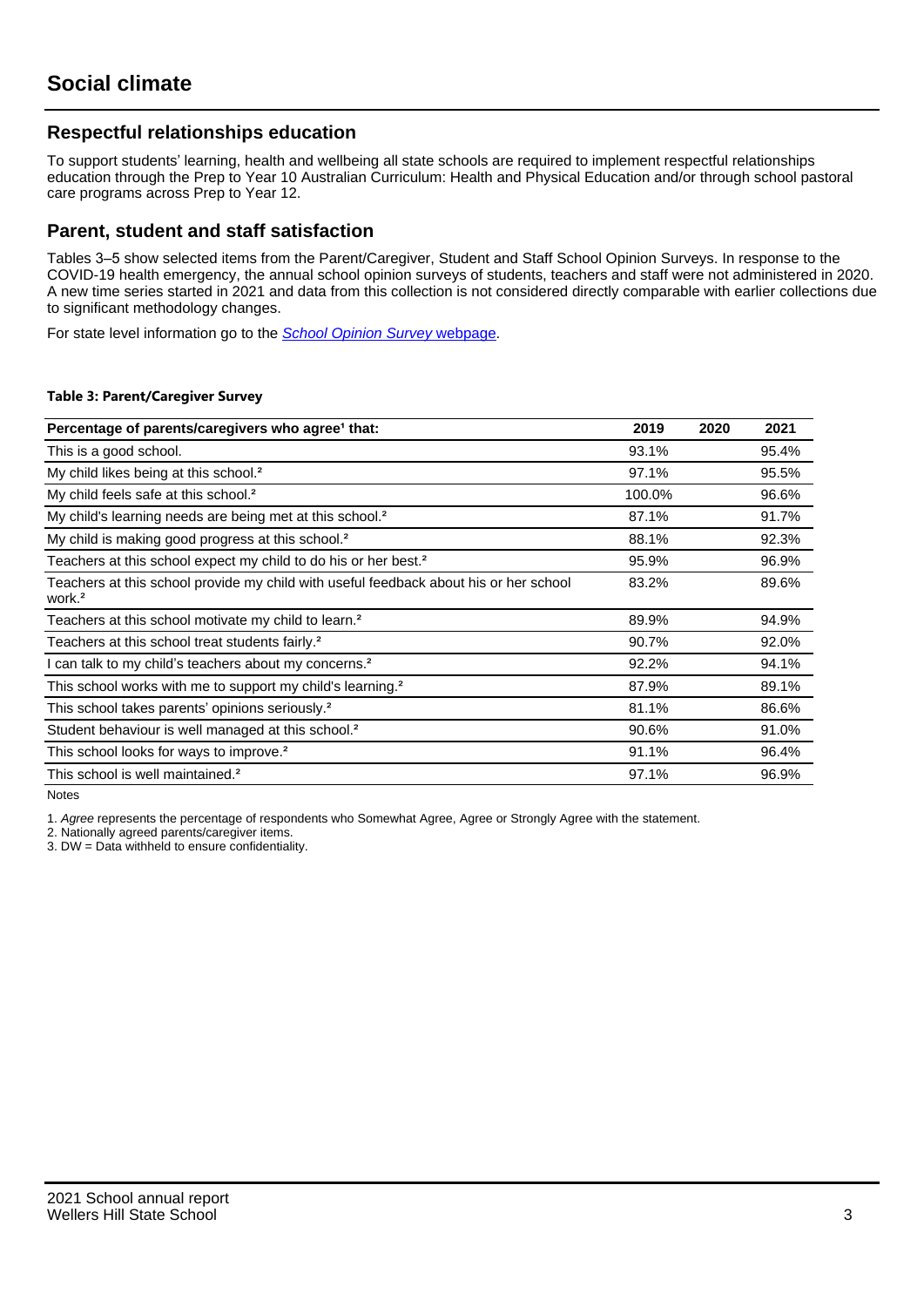# Social climate

## Respectful relationships education

To support students' learning, health and wellbeing all state schools are required to implement respectful relationships education through the Prep to Year 10 Australian Curriculum: Health and Physical Education and/or through school pastoral care programs across Prep to Year 12.

## Parent, student and staff satisfaction

Tables 3–5 show selected items from the Parent/Caregiver, Student and Staff School Opinion Surveys. In response to the COVID-19 health emergency, the annual school opinion surveys of students, teachers and staff were not administered in 2020. A new time series started in 2021 and data from this collection is not considered directly comparable with earlier collections due to significant methodology changes.

For state level information go to the *School Opinion Survey* webpage.

**Table 3: Parent/Caregiver Survey**

| Percentage of parents/caregivers who agree[1] that: | 2019 | 2020 | 2021 |
|---|---|---|---|
| This is a good school. | 93.1% | | 95.4% |
| My child likes being at this school.[2] | 97.1% | | 95.5% |
| My child feels safe at this school.[2] | 100.0% | | 96.6% |
| My child's learning needs are being met at this school.[2] | 87.1% | | 91.7% |
| My child is making good progress at this school.[2] | 88.1% | | 92.3% |
| Teachers at this school expect my child to do his or her best.[2] | 95.9% | | 96.9% |
| Teachers at this school provide my child with useful feedback about his or her school work.[2] | 83.2% | | 89.6% |
| Teachers at this school motivate my child to learn.[2] | 89.9% | | 94.9% |
| Teachers at this school treat students fairly.[2] | 90.7% | | 92.0% |
| I can talk to my child's teachers about my concerns.[2] | 92.2% | | 94.1% |
| This school works with me to support my child's learning.[2] | 87.9% | | 89.1% |
| This school takes parents' opinions seriously.[2] | 81.1% | | 86.6% |
| Student behaviour is well managed at this school.[2] | 90.6% | | 91.0% |
| This school looks for ways to improve.[2] | 91.1% | | 96.4% |
| This school is well maintained.[2] | 97.1% | | 96.9% |

Notes

1. *Agree* represents the percentage of respondents who Somewhat Agree, Agree or Strongly Agree with the statement.

2. Nationally agreed parents/caregiver items.

3. DW = Data withheld to ensure confidentiality.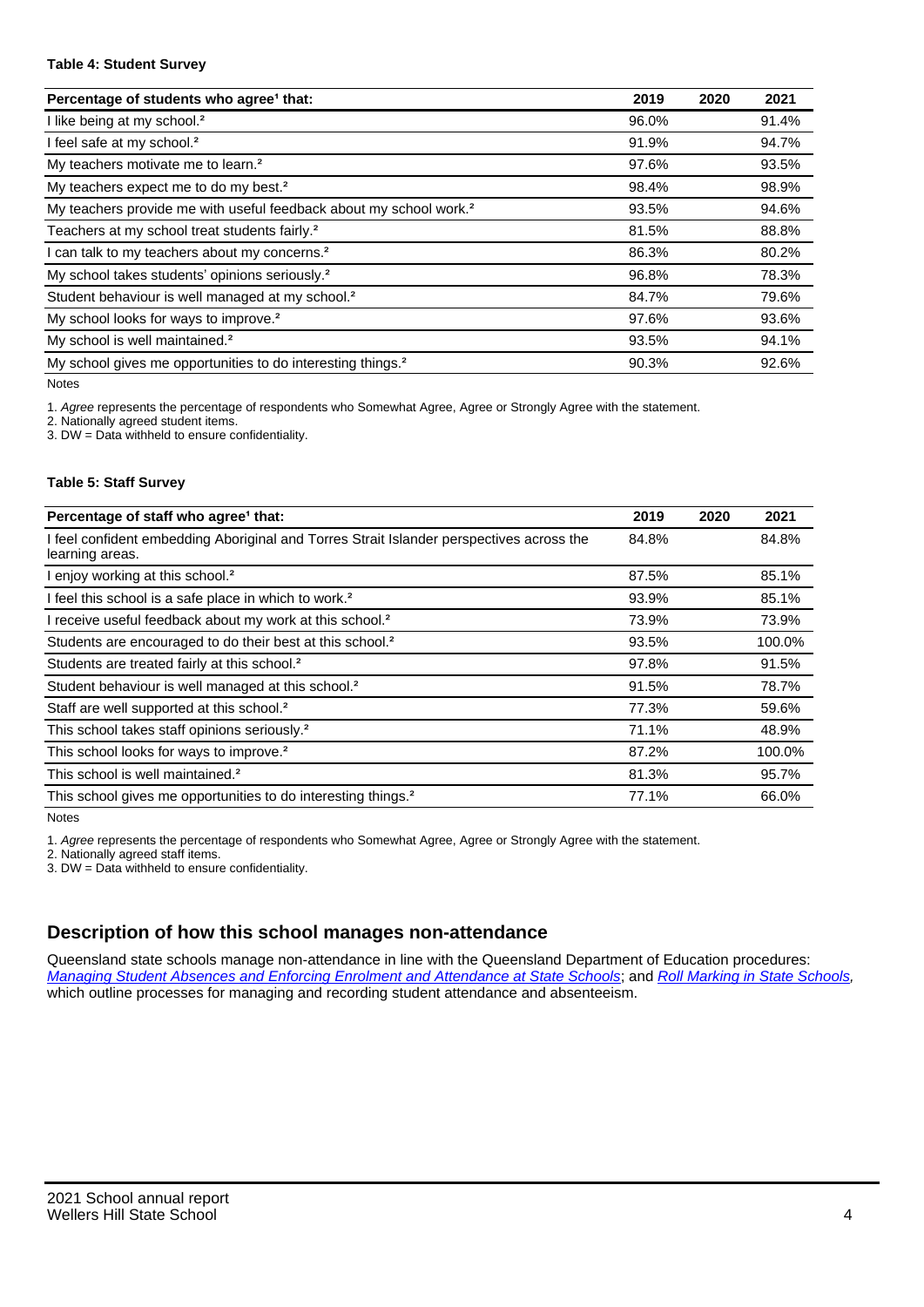**Table 4: Student Survey**

| Percentage of students who agree[1] that: | 2019 | 2020 | 2021 |
|---|---|---|---|
| I like being at my school.[2] | 96.0% | | 91.4% |
| I feel safe at my school.[2] | 91.9% | | 94.7% |
| My teachers motivate me to learn.[2] | 97.6% | | 93.5% |
| My teachers expect me to do my best.[2] | 98.4% | | 98.9% |
| My teachers provide me with useful feedback about my school work.[2] | 93.5% | | 94.6% |
| Teachers at my school treat students fairly.[2] | 81.5% | | 88.8% |
| I can talk to my teachers about my concerns.[2] | 86.3% | | 80.2% |
| My school takes students' opinions seriously.[2] | 96.8% | | 78.3% |
| Student behaviour is well managed at my school.[2] | 84.7% | | 79.6% |
| My school looks for ways to improve.[2] | 97.6% | | 93.6% |
| My school is well maintained.[2] | 93.5% | | 94.1% |
| My school gives me opportunities to do interesting things.[2] | 90.3% | | 92.6% |

Notes

1. *Agree* represents the percentage of respondents who Somewhat Agree, Agree or Strongly Agree with the statement.
2. Nationally agreed student items.
3. DW = Data withheld to ensure confidentiality.

**Table 5: Staff Survey**

| Percentage of staff who agree[1] that: | 2019 | 2020 | 2021 |
|---|---|---|---|
| I feel confident embedding Aboriginal and Torres Strait Islander perspectives across the learning areas. | 84.8% | | 84.8% |
| I enjoy working at this school.[2] | 87.5% | | 85.1% |
| I feel this school is a safe place in which to work.[2] | 93.9% | | 85.1% |
| I receive useful feedback about my work at this school.[2] | 73.9% | | 73.9% |
| Students are encouraged to do their best at this school.[2] | 93.5% | | 100.0% |
| Students are treated fairly at this school.[2] | 97.8% | | 91.5% |
| Student behaviour is well managed at this school.[2] | 91.5% | | 78.7% |
| Staff are well supported at this school.[2] | 77.3% | | 59.6% |
| This school takes staff opinions seriously.[2] | 71.1% | | 48.9% |
| This school looks for ways to improve.[2] | 87.2% | | 100.0% |
| This school is well maintained.[2] | 81.3% | | 95.7% |
| This school gives me opportunities to do interesting things.[2] | 77.1% | | 66.0% |

Notes

1. *Agree* represents the percentage of respondents who Somewhat Agree, Agree or Strongly Agree with the statement.
2. Nationally agreed staff items.
3. DW = Data withheld to ensure confidentiality.

## Description of how this school manages non-attendance

Queensland state schools manage non-attendance in line with the Queensland Department of Education procedures: *Managing Student Absences and Enforcing Enrolment and Attendance at State Schools*; and *Roll Marking in State Schools*, which outline processes for managing and recording student attendance and absenteeism.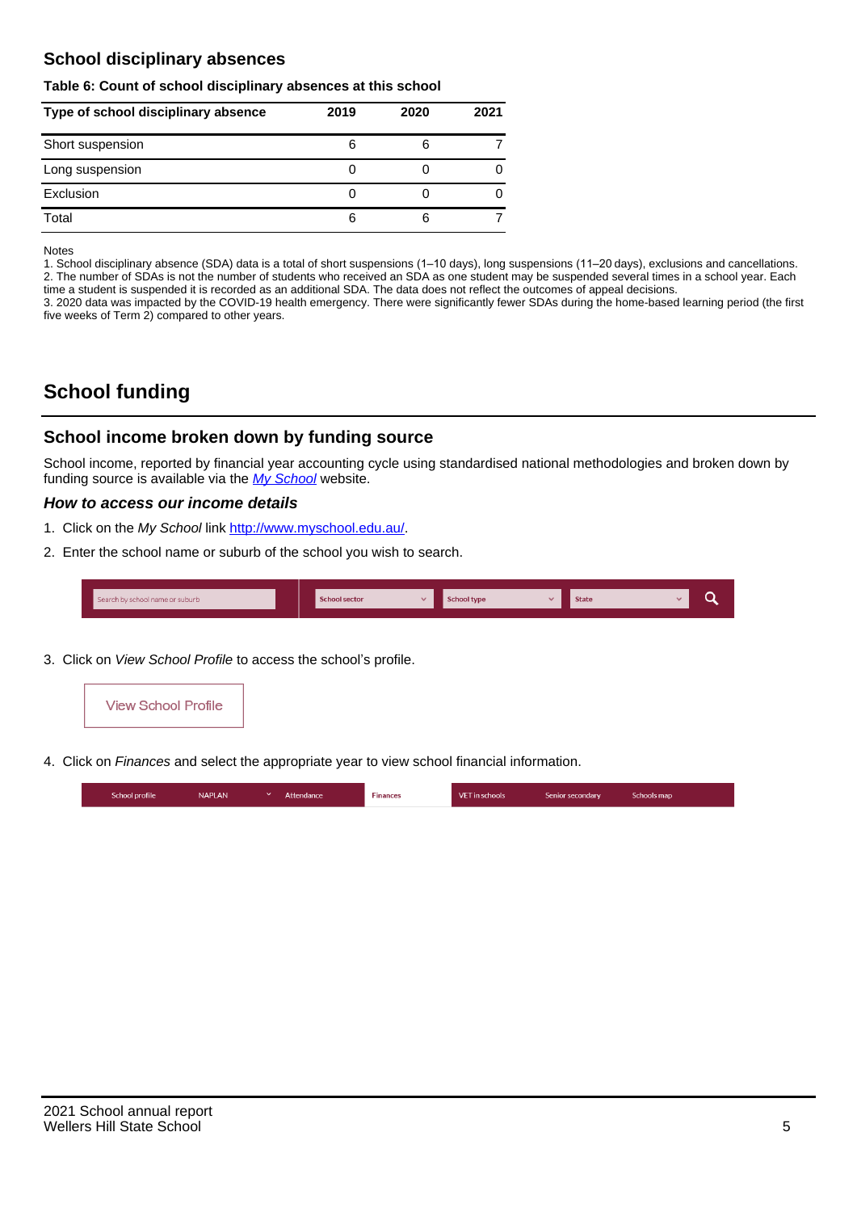## School disciplinary absences

**Table 6: Count of school disciplinary absences at this school**

| Type of school disciplinary absence | 2019 | 2020 | 2021 |
|---|---|---|---|
| Short suspension | 6 | 6 | 7 |
| Long suspension | 0 | 0 | 0 |
| Exclusion | 0 | 0 | 0 |
| Total | 6 | 6 | 7 |

Notes
1. School disciplinary absence (SDA) data is a total of short suspensions (1–10 days), long suspensions (11–20 days), exclusions and cancellations.
2. The number of SDAs is not the number of students who received an SDA as one student may be suspended several times in a school year. Each time a student is suspended it is recorded as an additional SDA. The data does not reflect the outcomes of appeal decisions.
3. 2020 data was impacted by the COVID-19 health emergency. There were significantly fewer SDAs during the home-based learning period (the first five weeks of Term 2) compared to other years.

# School funding

## School income broken down by funding source

School income, reported by financial year accounting cycle using standardised national methodologies and broken down by funding source is available via the *My School* website.

### *How to access our income details*

1. Click on the *My School* link http://www.myschool.edu.au/.
2. Enter the school name or suburb of the school you wish to search.

Search by school name or suburb | School sector | School type | State

3. Click on *View School Profile* to access the school's profile.

View School Profile

4. Click on *Finances* and select the appropriate year to view school financial information.

School profile | NAPLAN | Attendance | Finances | VET in schools | Senior secondary | Schools map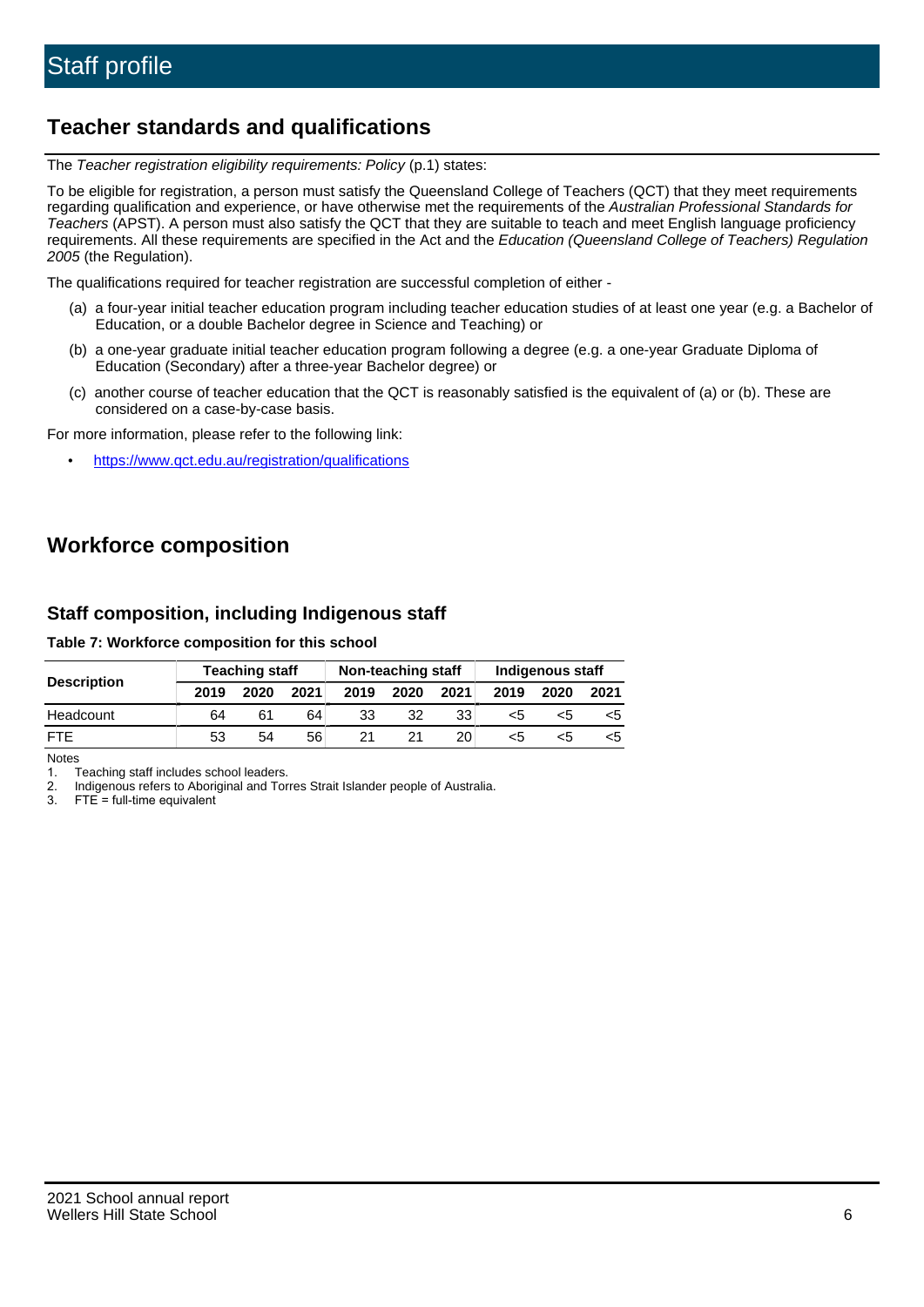# Staff profile

## Teacher standards and qualifications

The *Teacher registration eligibility requirements: Policy* (p.1) states:

To be eligible for registration, a person must satisfy the Queensland College of Teachers (QCT) that they meet requirements regarding qualification and experience, or have otherwise met the requirements of the *Australian Professional Standards for Teachers* (APST). A person must also satisfy the QCT that they are suitable to teach and meet English language proficiency requirements. All these requirements are specified in the Act and the *Education (Queensland College of Teachers) Regulation 2005* (the Regulation).

The qualifications required for teacher registration are successful completion of either -

(a) a four-year initial teacher education program including teacher education studies of at least one year (e.g. a Bachelor of Education, or a double Bachelor degree in Science and Teaching) or

(b) a one-year graduate initial teacher education program following a degree (e.g. a one-year Graduate Diploma of Education (Secondary) after a three-year Bachelor degree) or

(c) another course of teacher education that the QCT is reasonably satisfied is the equivalent of (a) or (b). These are considered on a case-by-case basis.

For more information, please refer to the following link:

- https://www.qct.edu.au/registration/qualifications

## Workforce composition

### Staff composition, including Indigenous staff

**Table 7: Workforce composition for this school**

| Description | Teaching staff | | | Non-teaching staff | | | Indigenous staff | | |
|---|---|---|---|---|---|---|---|---|---|
| | 2019 | 2020 | 2021 | 2019 | 2020 | 2021 | 2019 | 2020 | 2021 |
| Headcount | 64 | 61 | 64 | 33 | 32 | 33 | <5 | <5 | <5 |
| FTE | 53 | 54 | 56 | 21 | 21 | 20 | <5 | <5 | <5 |

Notes

1. Teaching staff includes school leaders.
2. Indigenous refers to Aboriginal and Torres Strait Islander people of Australia.
3. FTE = full-time equivalent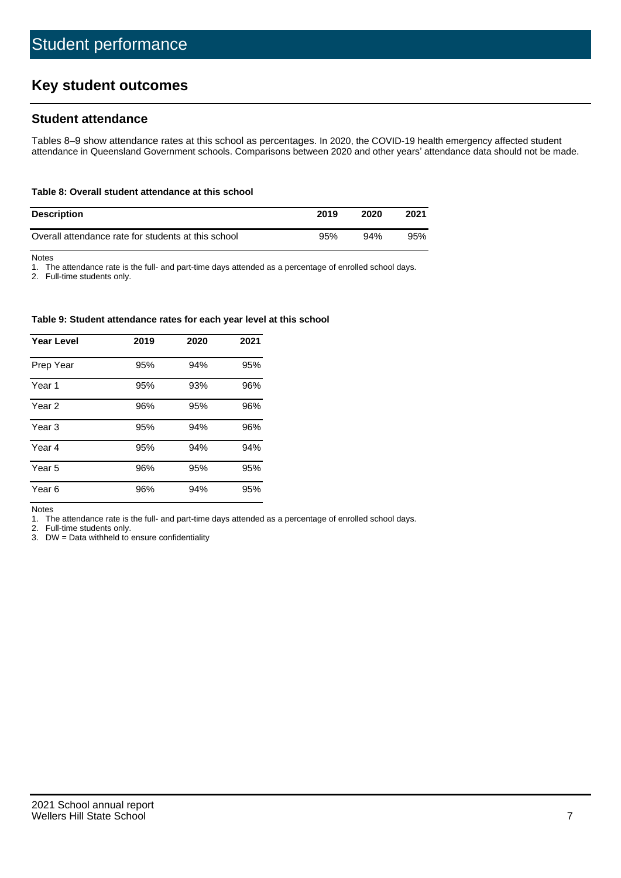# Student performance

## Key student outcomes

### Student attendance

Tables 8–9 show attendance rates at this school as percentages. In 2020, the COVID-19 health emergency affected student attendance in Queensland Government schools. Comparisons between 2020 and other years' attendance data should not be made.

**Table 8: Overall student attendance at this school**

| Description | 2019 | 2020 | 2021 |
|---|---|---|---|
| Overall attendance rate for students at this school | 95% | 94% | 95% |

Notes

1. The attendance rate is the full- and part-time days attended as a percentage of enrolled school days.
2. Full-time students only.

**Table 9: Student attendance rates for each year level at this school**

| Year Level | 2019 | 2020 | 2021 |
|---|---|---|---|
| Prep Year | 95% | 94% | 95% |
| Year 1 | 95% | 93% | 96% |
| Year 2 | 96% | 95% | 96% |
| Year 3 | 95% | 94% | 96% |
| Year 4 | 95% | 94% | 94% |
| Year 5 | 96% | 95% | 95% |
| Year 6 | 96% | 94% | 95% |

Notes

1. The attendance rate is the full- and part-time days attended as a percentage of enrolled school days.
2. Full-time students only.
3. DW = Data withheld to ensure confidentiality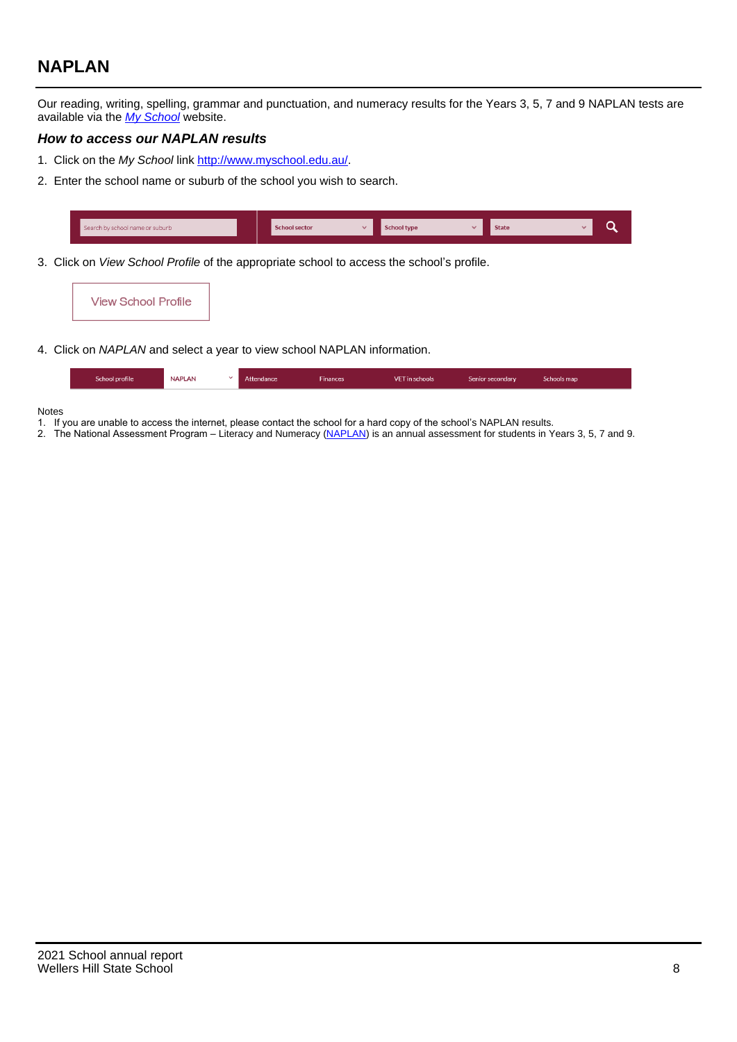## NAPLAN

Our reading, writing, spelling, grammar and punctuation, and numeracy results for the Years 3, 5, 7 and 9 NAPLAN tests are available via the *My School* website.

### *How to access our NAPLAN results*

1. Click on the *My School* link http://www.myschool.edu.au/.
2. Enter the school name or suburb of the school you wish to search.

Search by school name or suburb | School sector | School type | State

3. Click on *View School Profile* of the appropriate school to access the school's profile.

View School Profile

4. Click on *NAPLAN* and select a year to view school NAPLAN information.

School profile | NAPLAN | Attendance | Finances | VET in schools | Senior secondary | Schools map

Notes
1. If you are unable to access the internet, please contact the school for a hard copy of the school's NAPLAN results.
2. The National Assessment Program – Literacy and Numeracy (NAPLAN) is an annual assessment for students in Years 3, 5, 7 and 9.